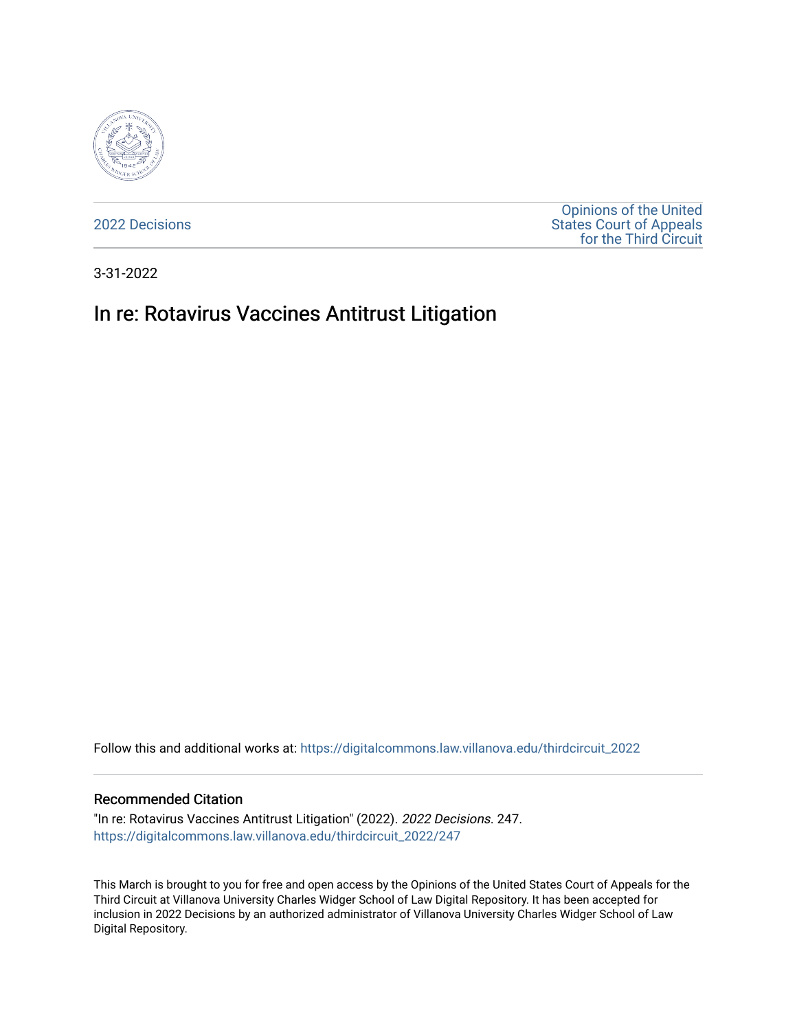2022 Decisions

Opinions of the United States Court of Appeals for the Third Circuit

3-31-2022

# In re: Rotavirus Vaccines Antitrust Litigation

Follow this and additional works at: https://digitalcommons.law.villanova.edu/thirdcircuit_2022

### Recommended Citation

"In re: Rotavirus Vaccines Antitrust Litigation" (2022). *2022 Decisions*. 247.
https://digitalcommons.law.villanova.edu/thirdcircuit_2022/247

This March is brought to you for free and open access by the Opinions of the United States Court of Appeals for the Third Circuit at Villanova University Charles Widger School of Law Digital Repository. It has been accepted for inclusion in 2022 Decisions by an authorized administrator of Villanova University Charles Widger School of Law Digital Repository.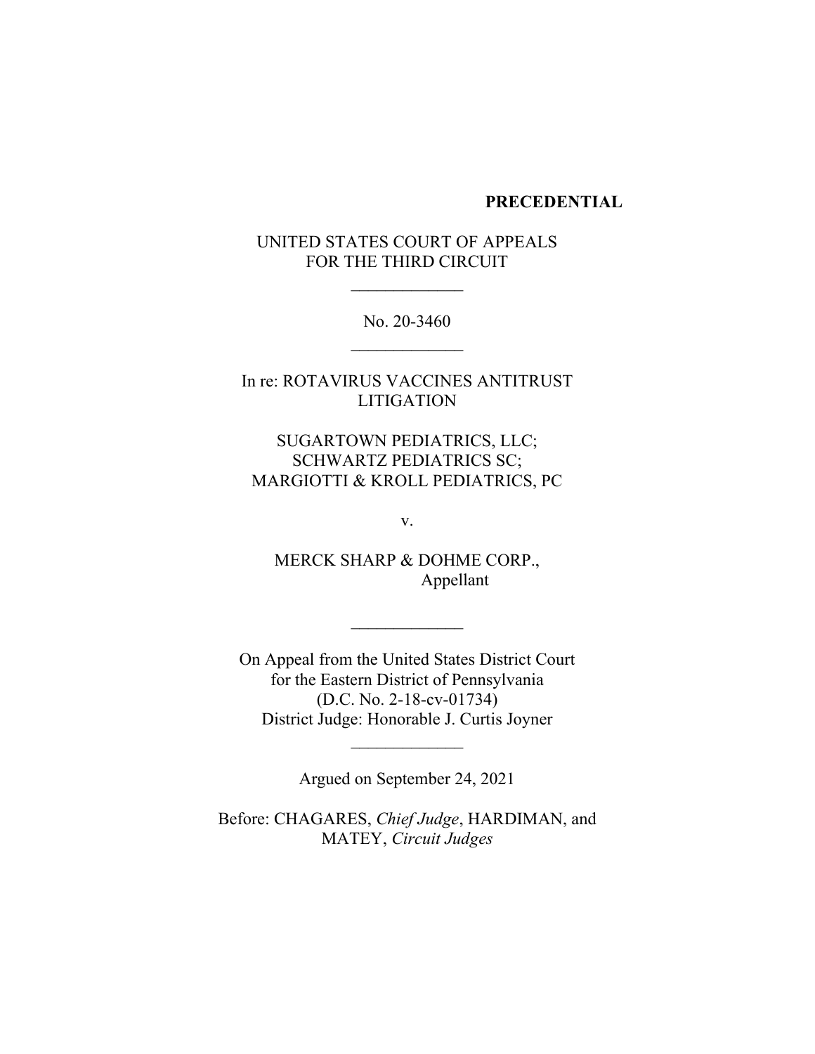**PRECEDENTIAL**

UNITED STATES COURT OF APPEALS
FOR THE THIRD CIRCUIT

\_\_\_\_\_\_\_\_\_\_\_\_\_

No. 20-3460

\_\_\_\_\_\_\_\_\_\_\_\_\_

In re: ROTAVIRUS VACCINES ANTITRUST LITIGATION

SUGARTOWN PEDIATRICS, LLC;
SCHWARTZ PEDIATRICS SC;
MARGIOTTI & KROLL PEDIATRICS, PC

v.

MERCK SHARP & DOHME CORP.,
Appellant

\_\_\_\_\_\_\_\_\_\_\_\_\_

On Appeal from the United States District Court
for the Eastern District of Pennsylvania
(D.C. No. 2-18-cv-01734)
District Judge: Honorable J. Curtis Joyner

\_\_\_\_\_\_\_\_\_\_\_\_\_

Argued on September 24, 2021

Before: CHAGARES, *Chief Judge*, HARDIMAN, and MATEY, *Circuit Judges*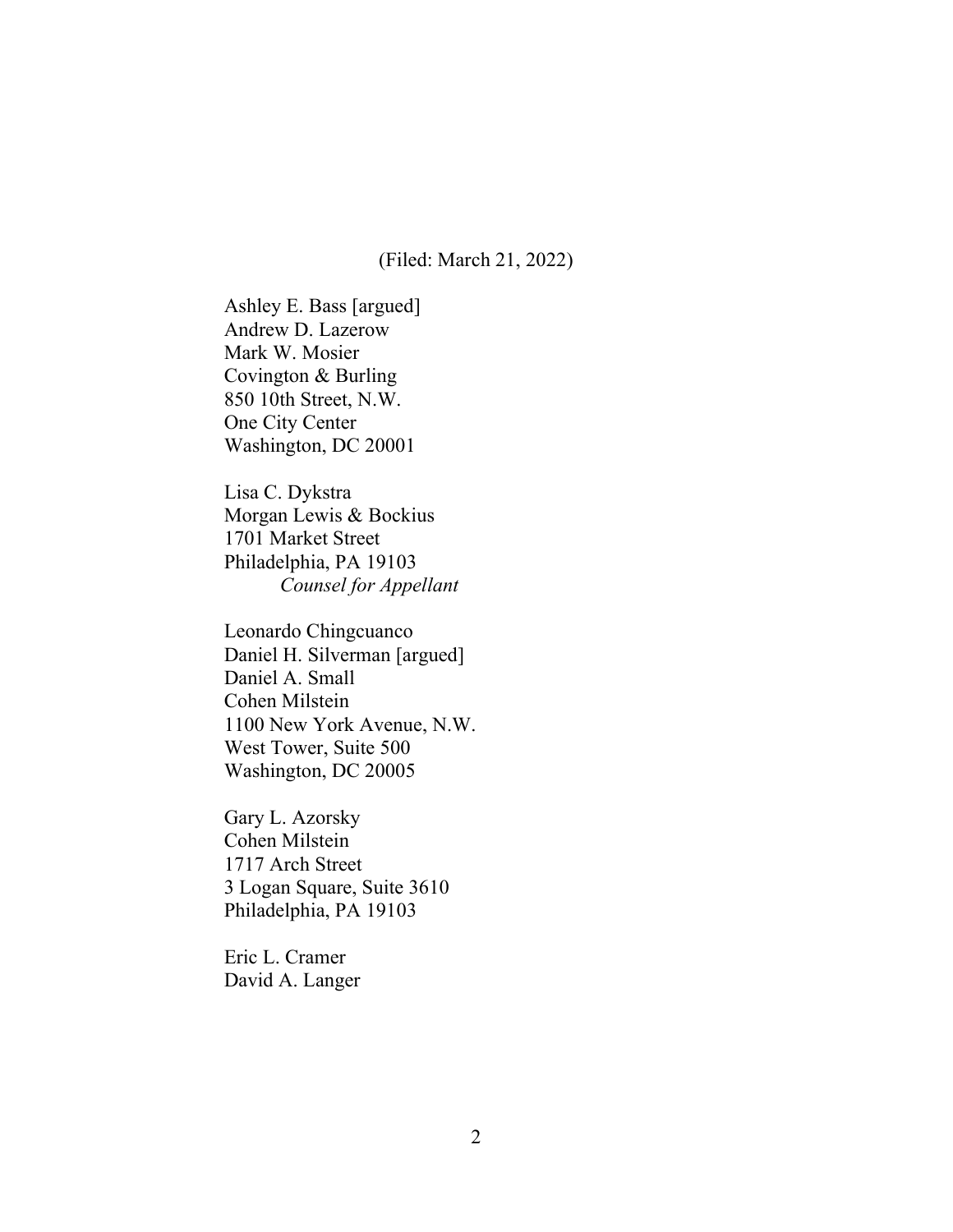(Filed: March 21, 2022)

Ashley E. Bass [argued]
Andrew D. Lazerow
Mark W. Mosier
Covington & Burling
850 10th Street, N.W.
One City Center
Washington, DC 20001

Lisa C. Dykstra
Morgan Lewis & Bockius
1701 Market Street
Philadelphia, PA 19103
*Counsel for Appellant*

Leonardo Chingcuanco
Daniel H. Silverman [argued]
Daniel A. Small
Cohen Milstein
1100 New York Avenue, N.W.
West Tower, Suite 500
Washington, DC 20005

Gary L. Azorsky
Cohen Milstein
1717 Arch Street
3 Logan Square, Suite 3610
Philadelphia, PA 19103

Eric L. Cramer
David A. Langer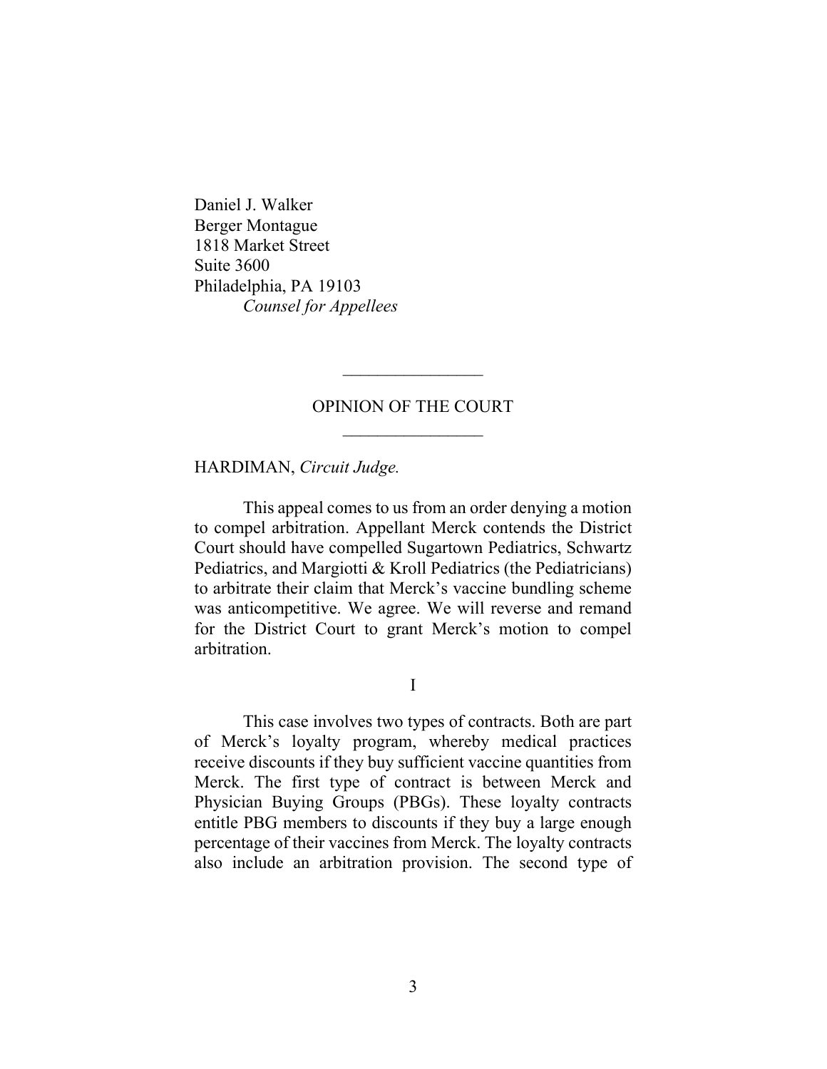Daniel J. Walker
Berger Montague
1818 Market Street
Suite 3600
Philadelphia, PA 19103
*Counsel for Appellees*

---

OPINION OF THE COURT

---

HARDIMAN, *Circuit Judge.*

This appeal comes to us from an order denying a motion to compel arbitration. Appellant Merck contends the District Court should have compelled Sugartown Pediatrics, Schwartz Pediatrics, and Margiotti & Kroll Pediatrics (the Pediatricians) to arbitrate their claim that Merck's vaccine bundling scheme was anticompetitive. We agree. We will reverse and remand for the District Court to grant Merck's motion to compel arbitration.

I

This case involves two types of contracts. Both are part of Merck's loyalty program, whereby medical practices receive discounts if they buy sufficient vaccine quantities from Merck. The first type of contract is between Merck and Physician Buying Groups (PBGs). These loyalty contracts entitle PBG members to discounts if they buy a large enough percentage of their vaccines from Merck. The loyalty contracts also include an arbitration provision. The second type of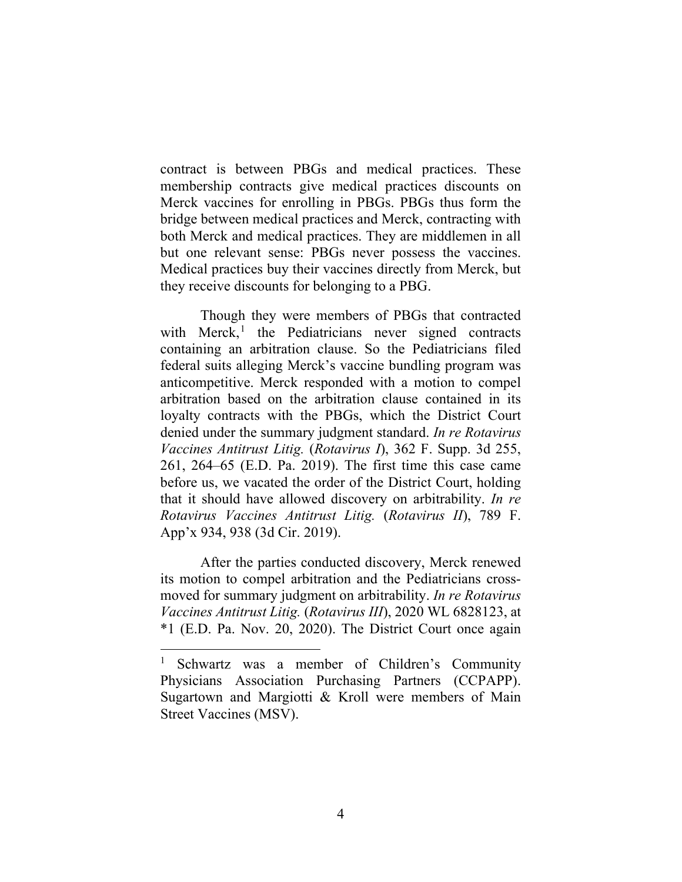contract is between PBGs and medical practices. These membership contracts give medical practices discounts on Merck vaccines for enrolling in PBGs. PBGs thus form the bridge between medical practices and Merck, contracting with both Merck and medical practices. They are middlemen in all but one relevant sense: PBGs never possess the vaccines. Medical practices buy their vaccines directly from Merck, but they receive discounts for belonging to a PBG.

Though they were members of PBGs that contracted with Merck,[1] the Pediatricians never signed contracts containing an arbitration clause. So the Pediatricians filed federal suits alleging Merck's vaccine bundling program was anticompetitive. Merck responded with a motion to compel arbitration based on the arbitration clause contained in its loyalty contracts with the PBGs, which the District Court denied under the summary judgment standard. *In re Rotavirus Vaccines Antitrust Litig.* (*Rotavirus I*), 362 F. Supp. 3d 255, 261, 264–65 (E.D. Pa. 2019). The first time this case came before us, we vacated the order of the District Court, holding that it should have allowed discovery on arbitrability. *In re Rotavirus Vaccines Antitrust Litig.* (*Rotavirus II*), 789 F. App'x 934, 938 (3d Cir. 2019).

After the parties conducted discovery, Merck renewed its motion to compel arbitration and the Pediatricians cross-moved for summary judgment on arbitrability. *In re Rotavirus Vaccines Antitrust Litig.* (*Rotavirus III*), 2020 WL 6828123, at *1 (E.D. Pa. Nov. 20, 2020). The District Court once again

[1] Schwartz was a member of Children's Community Physicians Association Purchasing Partners (CCPAPP). Sugartown and Margiotti & Kroll were members of Main Street Vaccines (MSV).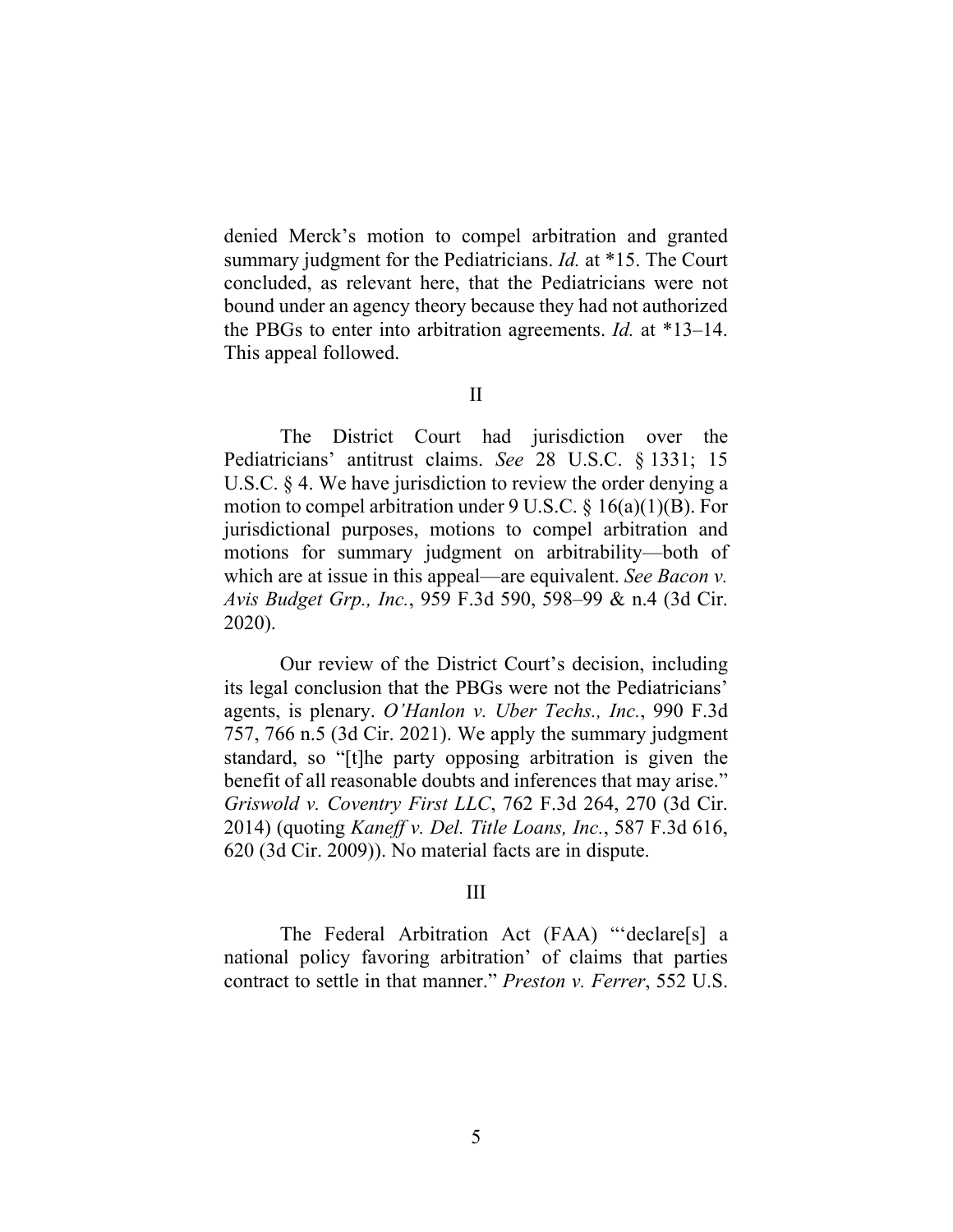denied Merck's motion to compel arbitration and granted summary judgment for the Pediatricians. *Id.* at *15. The Court concluded, as relevant here, that the Pediatricians were not bound under an agency theory because they had not authorized the PBGs to enter into arbitration agreements. *Id.* at *13–14. This appeal followed.

## II

The District Court had jurisdiction over the Pediatricians' antitrust claims. *See* 28 U.S.C. § 1331; 15 U.S.C. § 4. We have jurisdiction to review the order denying a motion to compel arbitration under 9 U.S.C. § 16(a)(1)(B). For jurisdictional purposes, motions to compel arbitration and motions for summary judgment on arbitrability—both of which are at issue in this appeal—are equivalent. *See Bacon v. Avis Budget Grp., Inc.*, 959 F.3d 590, 598–99 & n.4 (3d Cir. 2020).

Our review of the District Court's decision, including its legal conclusion that the PBGs were not the Pediatricians' agents, is plenary. *O'Hanlon v. Uber Techs., Inc.*, 990 F.3d 757, 766 n.5 (3d Cir. 2021). We apply the summary judgment standard, so "[t]he party opposing arbitration is given the benefit of all reasonable doubts and inferences that may arise." *Griswold v. Coventry First LLC*, 762 F.3d 264, 270 (3d Cir. 2014) (quoting *Kaneff v. Del. Title Loans, Inc.*, 587 F.3d 616, 620 (3d Cir. 2009)). No material facts are in dispute.

## III

The Federal Arbitration Act (FAA) "'declare[s] a national policy favoring arbitration' of claims that parties contract to settle in that manner." *Preston v. Ferrer*, 552 U.S.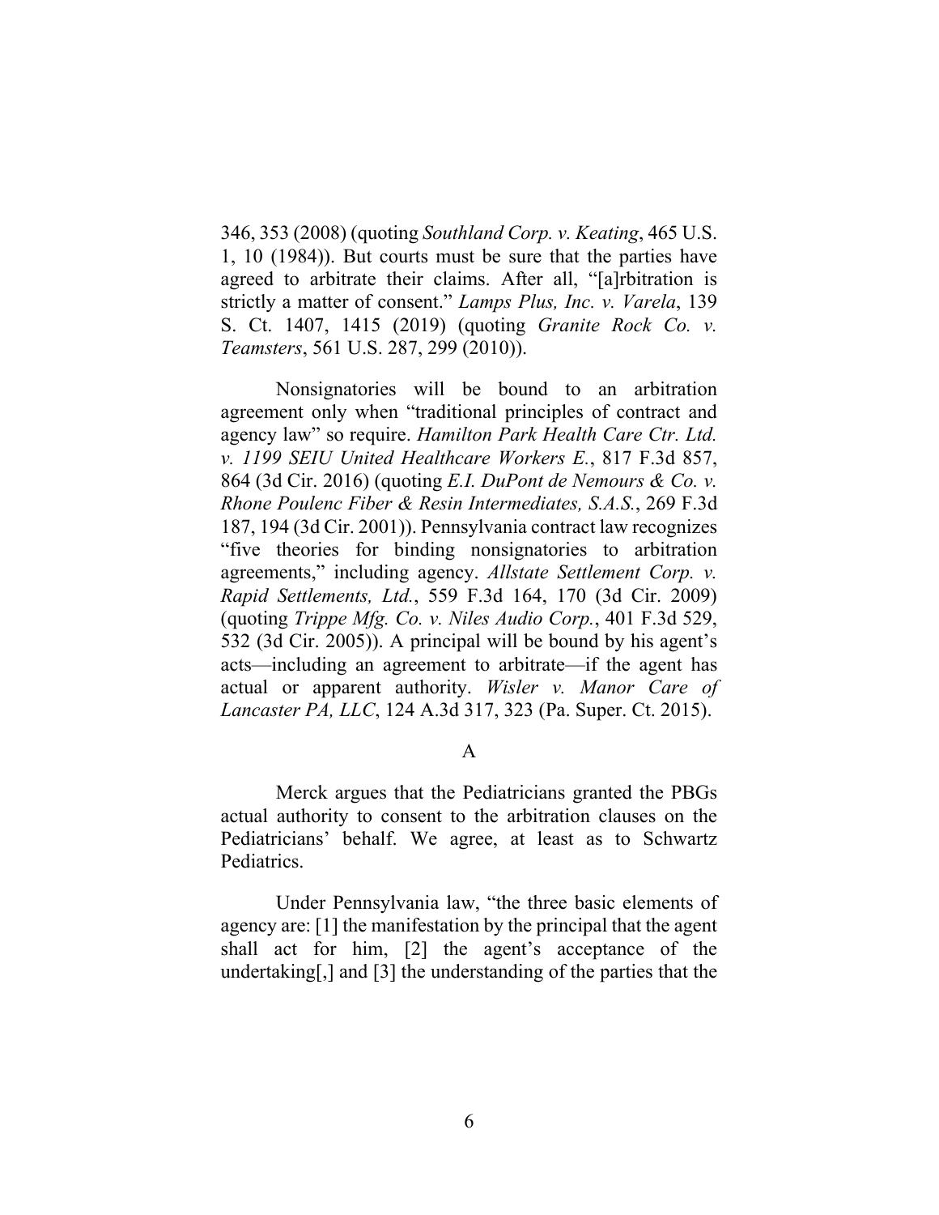346, 353 (2008) (quoting *Southland Corp. v. Keating*, 465 U.S. 1, 10 (1984)). But courts must be sure that the parties have agreed to arbitrate their claims. After all, "[a]rbitration is strictly a matter of consent." *Lamps Plus, Inc. v. Varela*, 139 S. Ct. 1407, 1415 (2019) (quoting *Granite Rock Co. v. Teamsters*, 561 U.S. 287, 299 (2010)).

Nonsignatories will be bound to an arbitration agreement only when "traditional principles of contract and agency law" so require. *Hamilton Park Health Care Ctr. Ltd. v. 1199 SEIU United Healthcare Workers E.*, 817 F.3d 857, 864 (3d Cir. 2016) (quoting *E.I. DuPont de Nemours & Co. v. Rhone Poulenc Fiber & Resin Intermediates, S.A.S.*, 269 F.3d 187, 194 (3d Cir. 2001)). Pennsylvania contract law recognizes "five theories for binding nonsignatories to arbitration agreements," including agency. *Allstate Settlement Corp. v. Rapid Settlements, Ltd.*, 559 F.3d 164, 170 (3d Cir. 2009) (quoting *Trippe Mfg. Co. v. Niles Audio Corp.*, 401 F.3d 529, 532 (3d Cir. 2005)). A principal will be bound by his agent's acts—including an agreement to arbitrate—if the agent has actual or apparent authority. *Wisler v. Manor Care of Lancaster PA, LLC*, 124 A.3d 317, 323 (Pa. Super. Ct. 2015).

### A

Merck argues that the Pediatricians granted the PBGs actual authority to consent to the arbitration clauses on the Pediatricians' behalf. We agree, at least as to Schwartz Pediatrics.

Under Pennsylvania law, "the three basic elements of agency are: [1] the manifestation by the principal that the agent shall act for him, [2] the agent's acceptance of the undertaking[,] and [3] the understanding of the parties that the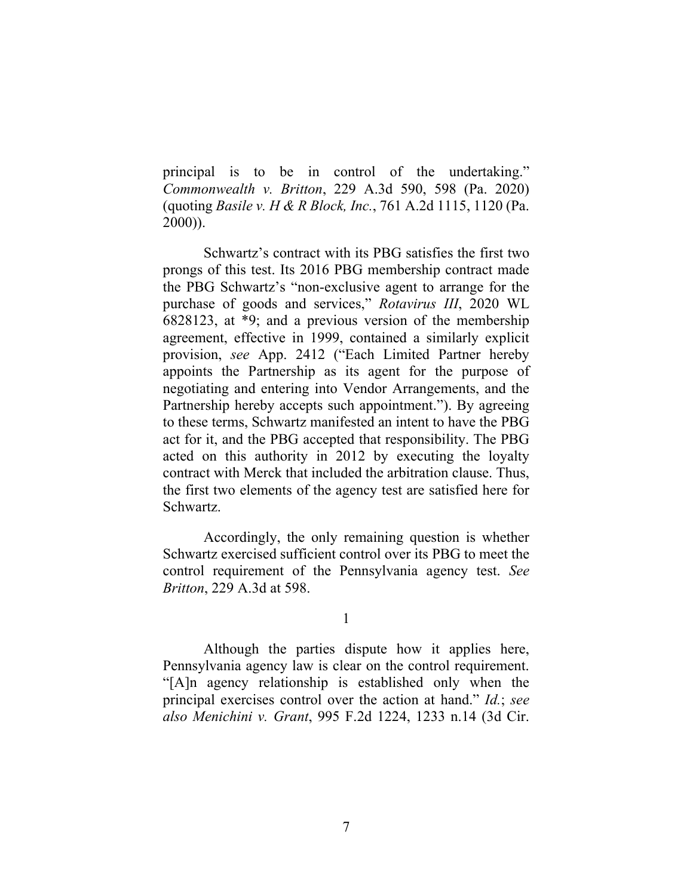principal is to be in control of the undertaking." *Commonwealth v. Britton*, 229 A.3d 590, 598 (Pa. 2020) (quoting *Basile v. H & R Block, Inc.*, 761 A.2d 1115, 1120 (Pa. 2000)).

Schwartz's contract with its PBG satisfies the first two prongs of this test. Its 2016 PBG membership contract made the PBG Schwartz's "non-exclusive agent to arrange for the purchase of goods and services," *Rotavirus III*, 2020 WL 6828123, at *9; and a previous version of the membership agreement, effective in 1999, contained a similarly explicit provision, *see* App. 2412 ("Each Limited Partner hereby appoints the Partnership as its agent for the purpose of negotiating and entering into Vendor Arrangements, and the Partnership hereby accepts such appointment."). By agreeing to these terms, Schwartz manifested an intent to have the PBG act for it, and the PBG accepted that responsibility. The PBG acted on this authority in 2012 by executing the loyalty contract with Merck that included the arbitration clause. Thus, the first two elements of the agency test are satisfied here for Schwartz.

Accordingly, the only remaining question is whether Schwartz exercised sufficient control over its PBG to meet the control requirement of the Pennsylvania agency test. *See Britton*, 229 A.3d at 598.

1

Although the parties dispute how it applies here, Pennsylvania agency law is clear on the control requirement. "[A]n agency relationship is established only when the principal exercises control over the action at hand." *Id.*; *see also Menichini v. Grant*, 995 F.2d 1224, 1233 n.14 (3d Cir.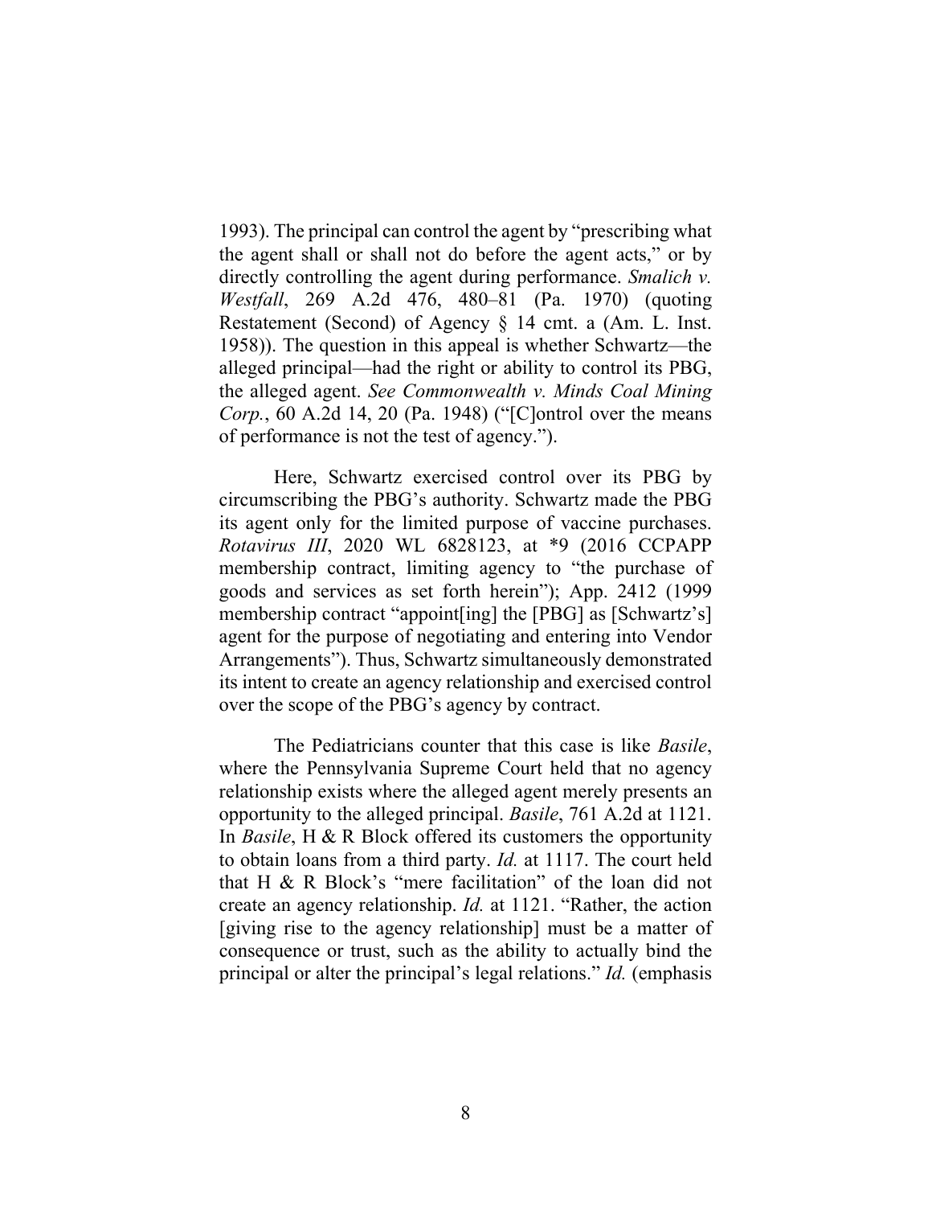1993). The principal can control the agent by "prescribing what the agent shall or shall not do before the agent acts," or by directly controlling the agent during performance. *Smalich v. Westfall*, 269 A.2d 476, 480–81 (Pa. 1970) (quoting Restatement (Second) of Agency § 14 cmt. a (Am. L. Inst. 1958)). The question in this appeal is whether Schwartz—the alleged principal—had the right or ability to control its PBG, the alleged agent. *See Commonwealth v. Minds Coal Mining Corp.*, 60 A.2d 14, 20 (Pa. 1948) ("[C]ontrol over the means of performance is not the test of agency.").

Here, Schwartz exercised control over its PBG by circumscribing the PBG's authority. Schwartz made the PBG its agent only for the limited purpose of vaccine purchases. *Rotavirus III*, 2020 WL 6828123, at *9 (2016 CCPAPP membership contract, limiting agency to "the purchase of goods and services as set forth herein"); App. 2412 (1999 membership contract "appoint[ing] the [PBG] as [Schwartz's] agent for the purpose of negotiating and entering into Vendor Arrangements"). Thus, Schwartz simultaneously demonstrated its intent to create an agency relationship and exercised control over the scope of the PBG's agency by contract.

The Pediatricians counter that this case is like *Basile*, where the Pennsylvania Supreme Court held that no agency relationship exists where the alleged agent merely presents an opportunity to the alleged principal. *Basile*, 761 A.2d at 1121. In *Basile*, H & R Block offered its customers the opportunity to obtain loans from a third party. *Id.* at 1117. The court held that H & R Block's "mere facilitation" of the loan did not create an agency relationship. *Id.* at 1121. "Rather, the action [giving rise to the agency relationship] must be a matter of consequence or trust, such as the ability to actually bind the principal or alter the principal's legal relations." *Id.* (emphasis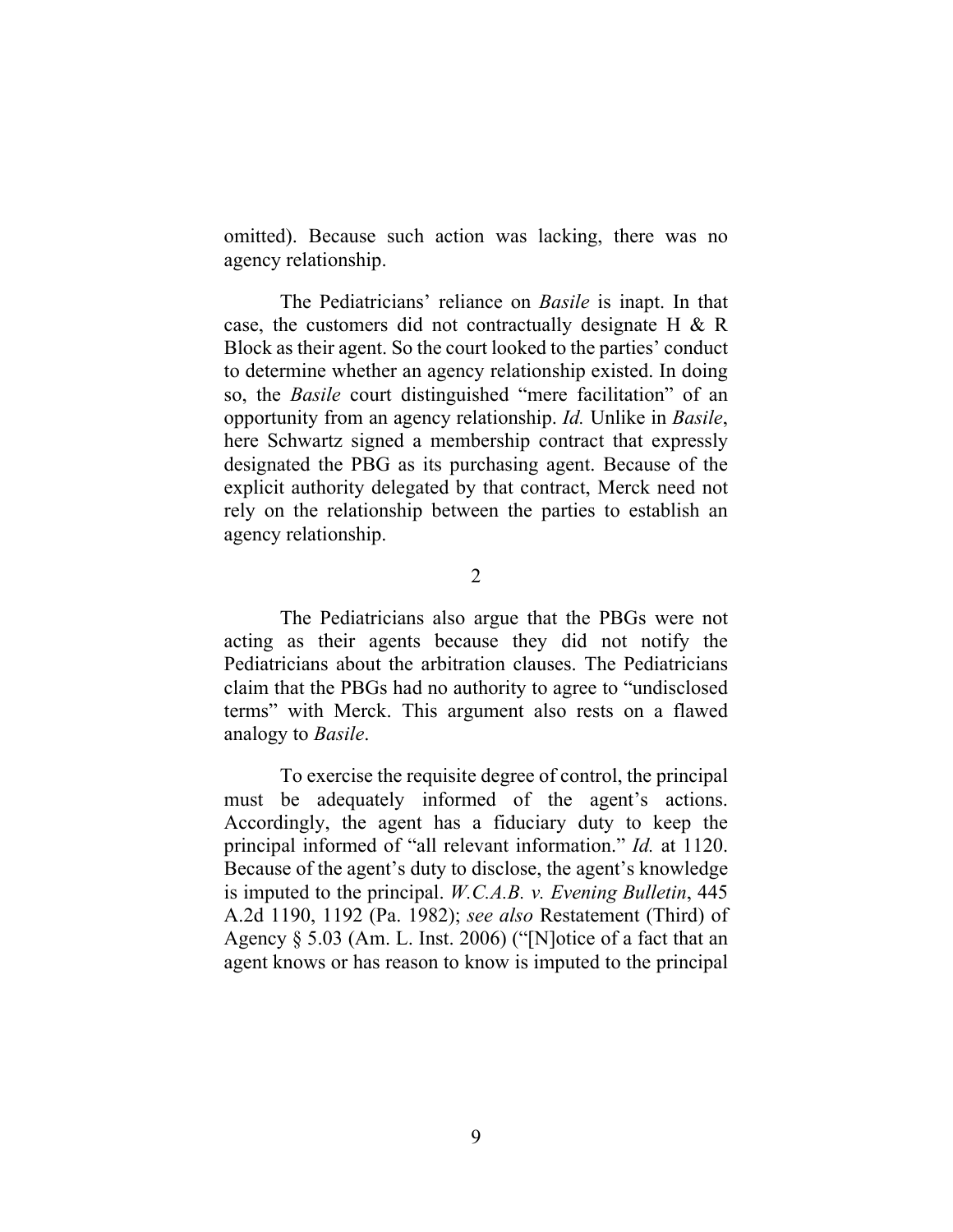omitted). Because such action was lacking, there was no agency relationship.

The Pediatricians' reliance on *Basile* is inapt. In that case, the customers did not contractually designate H & R Block as their agent. So the court looked to the parties' conduct to determine whether an agency relationship existed. In doing so, the *Basile* court distinguished "mere facilitation" of an opportunity from an agency relationship. *Id.* Unlike in *Basile*, here Schwartz signed a membership contract that expressly designated the PBG as its purchasing agent. Because of the explicit authority delegated by that contract, Merck need not rely on the relationship between the parties to establish an agency relationship.

2

The Pediatricians also argue that the PBGs were not acting as their agents because they did not notify the Pediatricians about the arbitration clauses. The Pediatricians claim that the PBGs had no authority to agree to "undisclosed terms" with Merck. This argument also rests on a flawed analogy to *Basile*.

To exercise the requisite degree of control, the principal must be adequately informed of the agent's actions. Accordingly, the agent has a fiduciary duty to keep the principal informed of "all relevant information." *Id.* at 1120. Because of the agent's duty to disclose, the agent's knowledge is imputed to the principal. *W.C.A.B. v. Evening Bulletin*, 445 A.2d 1190, 1192 (Pa. 1982); *see also* Restatement (Third) of Agency § 5.03 (Am. L. Inst. 2006) ("[N]otice of a fact that an agent knows or has reason to know is imputed to the principal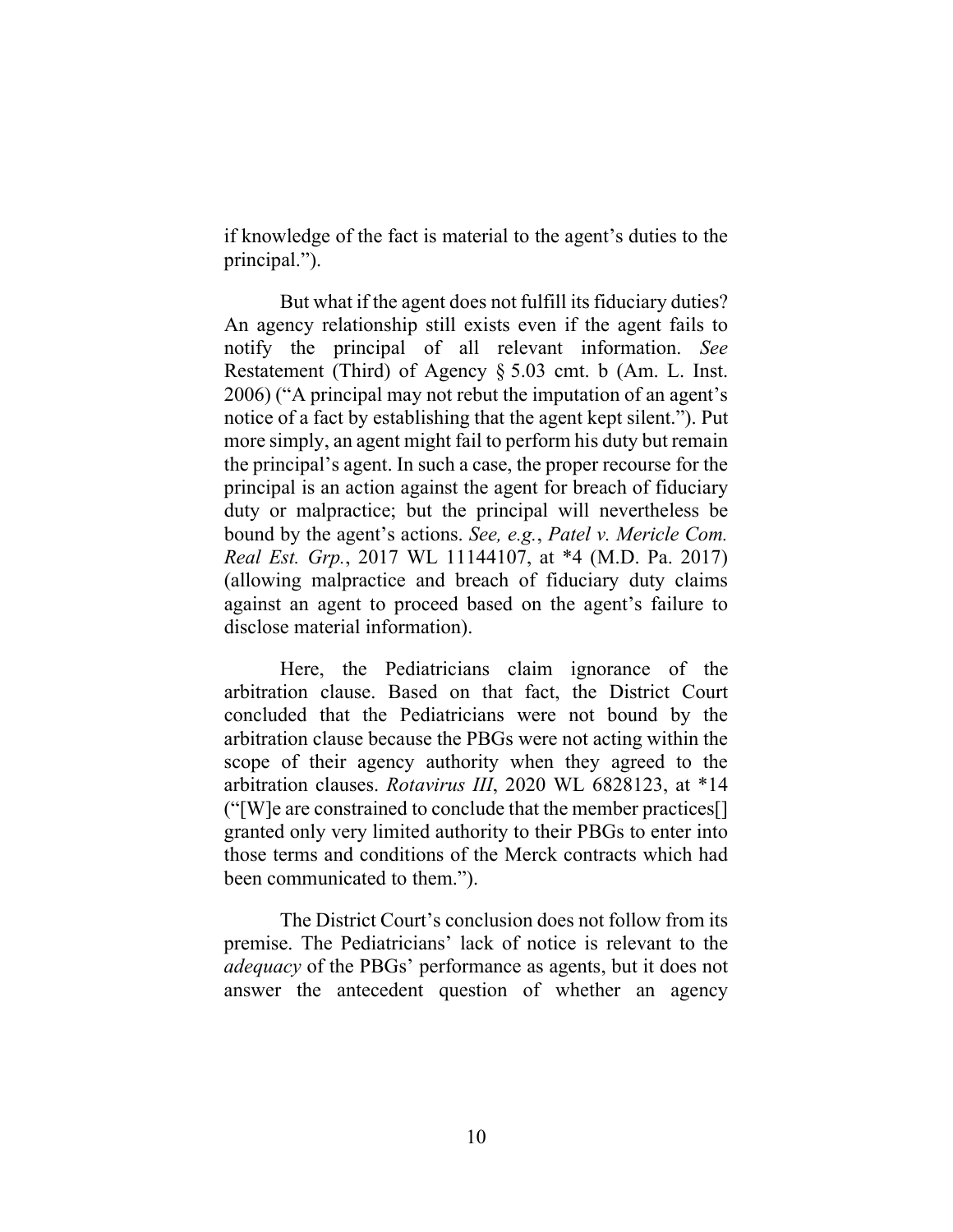if knowledge of the fact is material to the agent's duties to the principal.").

But what if the agent does not fulfill its fiduciary duties? An agency relationship still exists even if the agent fails to notify the principal of all relevant information. *See* Restatement (Third) of Agency § 5.03 cmt. b (Am. L. Inst. 2006) ("A principal may not rebut the imputation of an agent's notice of a fact by establishing that the agent kept silent."). Put more simply, an agent might fail to perform his duty but remain the principal's agent. In such a case, the proper recourse for the principal is an action against the agent for breach of fiduciary duty or malpractice; but the principal will nevertheless be bound by the agent's actions. *See, e.g.*, *Patel v. Mericle Com. Real Est. Grp.*, 2017 WL 11144107, at *4 (M.D. Pa. 2017) (allowing malpractice and breach of fiduciary duty claims against an agent to proceed based on the agent's failure to disclose material information).

Here, the Pediatricians claim ignorance of the arbitration clause. Based on that fact, the District Court concluded that the Pediatricians were not bound by the arbitration clause because the PBGs were not acting within the scope of their agency authority when they agreed to the arbitration clauses. *Rotavirus III*, 2020 WL 6828123, at *14 ("[W]e are constrained to conclude that the member practices[] granted only very limited authority to their PBGs to enter into those terms and conditions of the Merck contracts which had been communicated to them.").

The District Court's conclusion does not follow from its premise. The Pediatricians' lack of notice is relevant to the *adequacy* of the PBGs' performance as agents, but it does not answer the antecedent question of whether an agency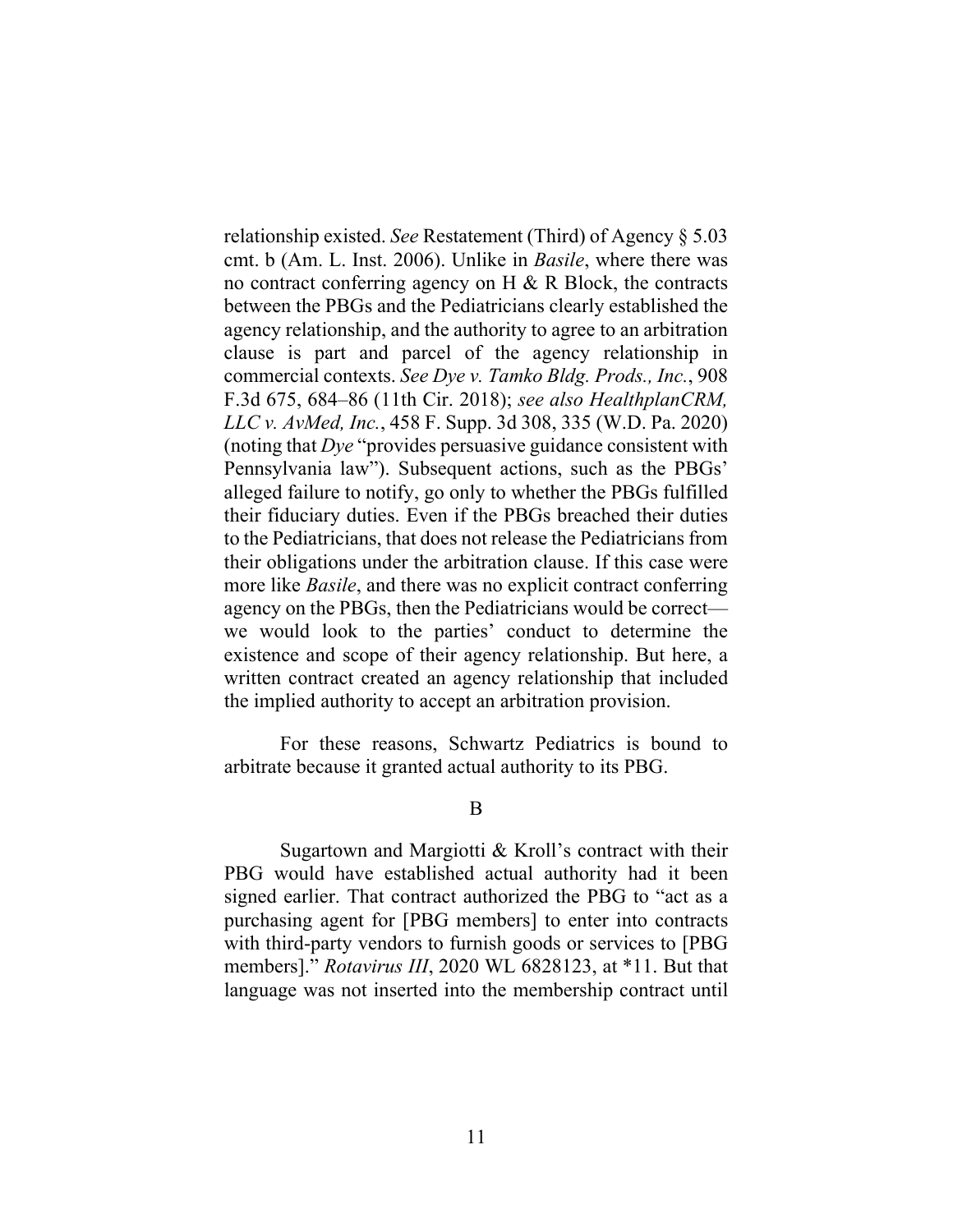relationship existed. *See* Restatement (Third) of Agency § 5.03 cmt. b (Am. L. Inst. 2006). Unlike in *Basile*, where there was no contract conferring agency on H & R Block, the contracts between the PBGs and the Pediatricians clearly established the agency relationship, and the authority to agree to an arbitration clause is part and parcel of the agency relationship in commercial contexts. *See Dye v. Tamko Bldg. Prods., Inc.*, 908 F.3d 675, 684–86 (11th Cir. 2018); *see also HealthplanCRM, LLC v. AvMed, Inc.*, 458 F. Supp. 3d 308, 335 (W.D. Pa. 2020) (noting that *Dye* "provides persuasive guidance consistent with Pennsylvania law"). Subsequent actions, such as the PBGs' alleged failure to notify, go only to whether the PBGs fulfilled their fiduciary duties. Even if the PBGs breached their duties to the Pediatricians, that does not release the Pediatricians from their obligations under the arbitration clause. If this case were more like *Basile*, and there was no explicit contract conferring agency on the PBGs, then the Pediatricians would be correct—we would look to the parties' conduct to determine the existence and scope of their agency relationship. But here, a written contract created an agency relationship that included the implied authority to accept an arbitration provision.

For these reasons, Schwartz Pediatrics is bound to arbitrate because it granted actual authority to its PBG.

## B

Sugartown and Margiotti & Kroll's contract with their PBG would have established actual authority had it been signed earlier. That contract authorized the PBG to "act as a purchasing agent for [PBG members] to enter into contracts with third-party vendors to furnish goods or services to [PBG members]." *Rotavirus III*, 2020 WL 6828123, at *11. But that language was not inserted into the membership contract until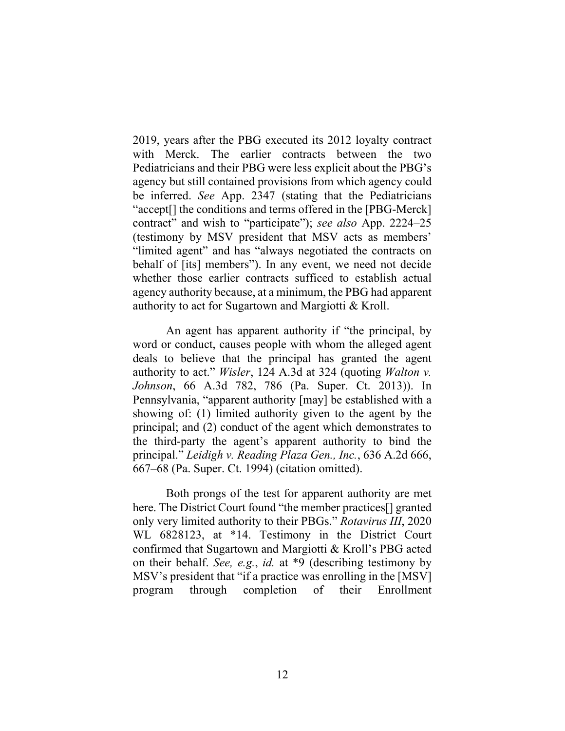2019, years after the PBG executed its 2012 loyalty contract with Merck. The earlier contracts between the two Pediatricians and their PBG were less explicit about the PBG's agency but still contained provisions from which agency could be inferred. *See* App. 2347 (stating that the Pediatricians "accept[] the conditions and terms offered in the [PBG-Merck] contract" and wish to "participate"); *see also* App. 2224–25 (testimony by MSV president that MSV acts as members' "limited agent" and has "always negotiated the contracts on behalf of [its] members"). In any event, we need not decide whether those earlier contracts sufficed to establish actual agency authority because, at a minimum, the PBG had apparent authority to act for Sugartown and Margiotti & Kroll.

An agent has apparent authority if "the principal, by word or conduct, causes people with whom the alleged agent deals to believe that the principal has granted the agent authority to act." *Wisler*, 124 A.3d at 324 (quoting *Walton v. Johnson*, 66 A.3d 782, 786 (Pa. Super. Ct. 2013)). In Pennsylvania, "apparent authority [may] be established with a showing of: (1) limited authority given to the agent by the principal; and (2) conduct of the agent which demonstrates to the third-party the agent's apparent authority to bind the principal." *Leidigh v. Reading Plaza Gen., Inc.*, 636 A.2d 666, 667–68 (Pa. Super. Ct. 1994) (citation omitted).

Both prongs of the test for apparent authority are met here. The District Court found "the member practices[] granted only very limited authority to their PBGs." *Rotavirus III*, 2020 WL 6828123, at *14. Testimony in the District Court confirmed that Sugartown and Margiotti & Kroll's PBG acted on their behalf. *See, e.g.*, *id.* at *9 (describing testimony by MSV's president that "if a practice was enrolling in the [MSV] program through completion of their Enrollment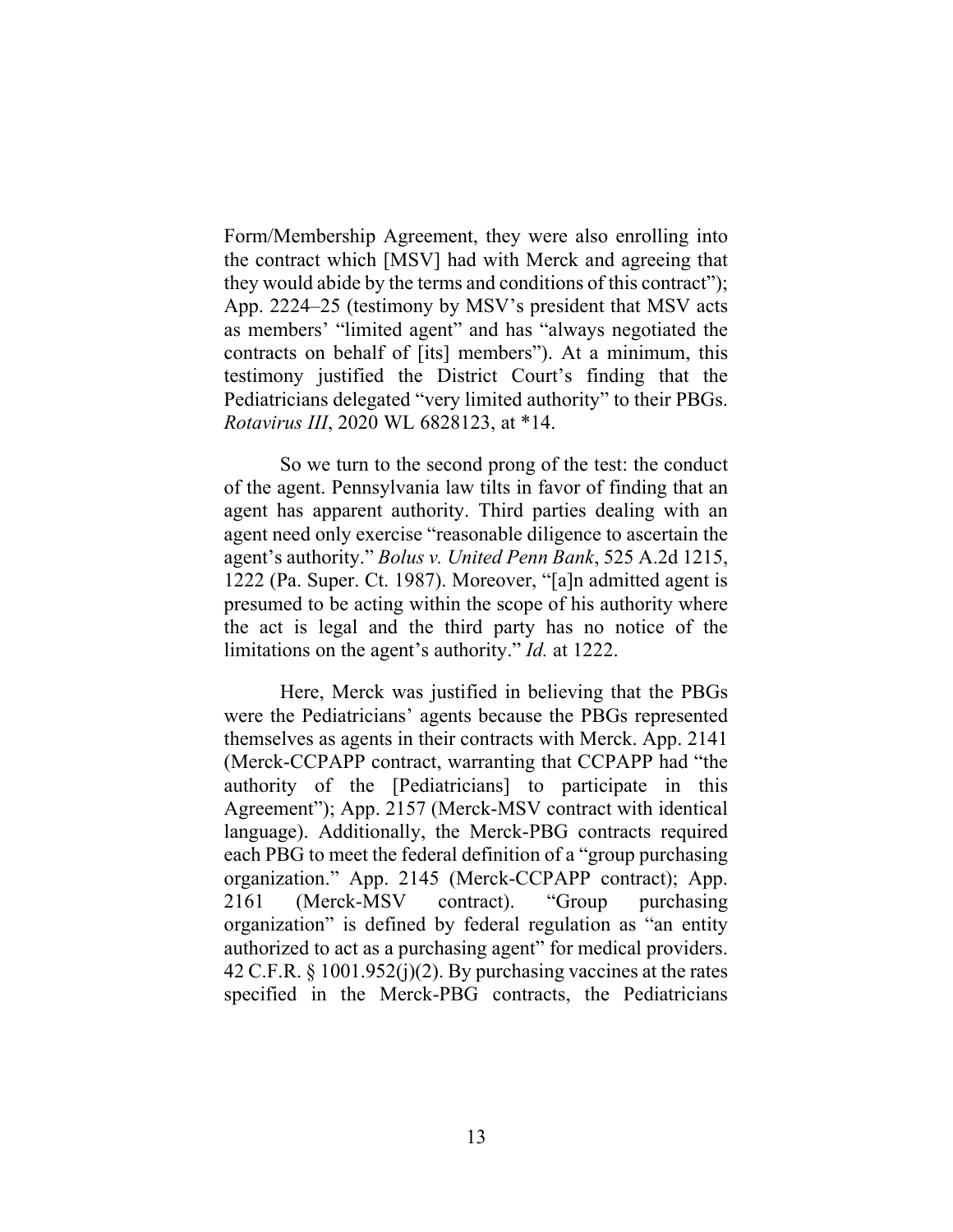Form/Membership Agreement, they were also enrolling into the contract which [MSV] had with Merck and agreeing that they would abide by the terms and conditions of this contract"); App. 2224–25 (testimony by MSV's president that MSV acts as members' "limited agent" and has "always negotiated the contracts on behalf of [its] members"). At a minimum, this testimony justified the District Court's finding that the Pediatricians delegated "very limited authority" to their PBGs. *Rotavirus III*, 2020 WL 6828123, at *14.

So we turn to the second prong of the test: the conduct of the agent. Pennsylvania law tilts in favor of finding that an agent has apparent authority. Third parties dealing with an agent need only exercise "reasonable diligence to ascertain the agent's authority." *Bolus v. United Penn Bank*, 525 A.2d 1215, 1222 (Pa. Super. Ct. 1987). Moreover, "[a]n admitted agent is presumed to be acting within the scope of his authority where the act is legal and the third party has no notice of the limitations on the agent's authority." *Id.* at 1222.

Here, Merck was justified in believing that the PBGs were the Pediatricians' agents because the PBGs represented themselves as agents in their contracts with Merck. App. 2141 (Merck-CCPAPP contract, warranting that CCPAPP had "the authority of the [Pediatricians] to participate in this Agreement"); App. 2157 (Merck-MSV contract with identical language). Additionally, the Merck-PBG contracts required each PBG to meet the federal definition of a "group purchasing organization." App. 2145 (Merck-CCPAPP contract); App. 2161 (Merck-MSV contract). "Group purchasing organization" is defined by federal regulation as "an entity authorized to act as a purchasing agent" for medical providers. 42 C.F.R. § 1001.952(j)(2). By purchasing vaccines at the rates specified in the Merck-PBG contracts, the Pediatricians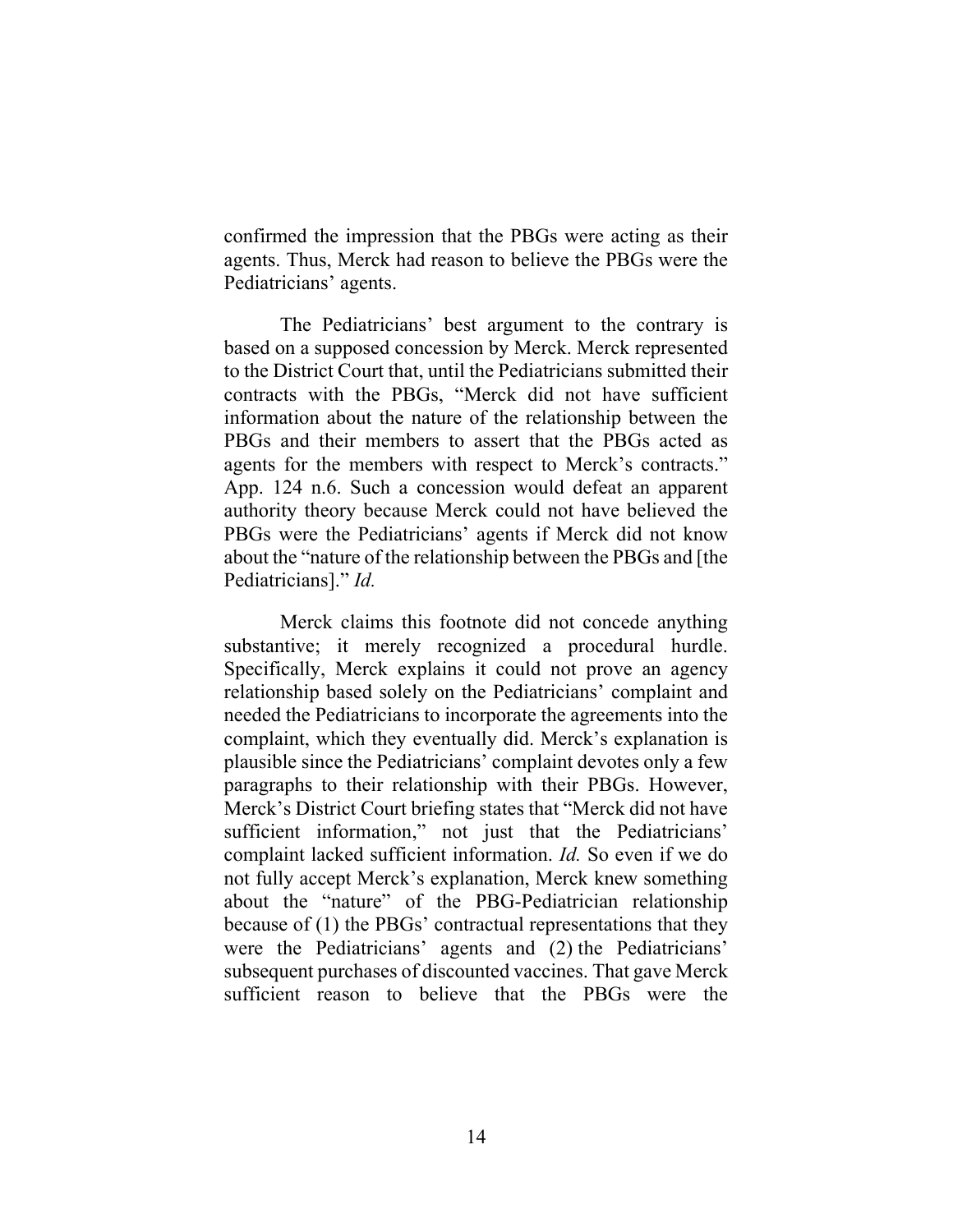confirmed the impression that the PBGs were acting as their agents. Thus, Merck had reason to believe the PBGs were the Pediatricians' agents.

The Pediatricians' best argument to the contrary is based on a supposed concession by Merck. Merck represented to the District Court that, until the Pediatricians submitted their contracts with the PBGs, "Merck did not have sufficient information about the nature of the relationship between the PBGs and their members to assert that the PBGs acted as agents for the members with respect to Merck's contracts." App. 124 n.6. Such a concession would defeat an apparent authority theory because Merck could not have believed the PBGs were the Pediatricians' agents if Merck did not know about the "nature of the relationship between the PBGs and [the Pediatricians]." *Id.*

Merck claims this footnote did not concede anything substantive; it merely recognized a procedural hurdle. Specifically, Merck explains it could not prove an agency relationship based solely on the Pediatricians' complaint and needed the Pediatricians to incorporate the agreements into the complaint, which they eventually did. Merck's explanation is plausible since the Pediatricians' complaint devotes only a few paragraphs to their relationship with their PBGs. However, Merck's District Court briefing states that "Merck did not have sufficient information," not just that the Pediatricians' complaint lacked sufficient information. *Id.* So even if we do not fully accept Merck's explanation, Merck knew something about the "nature" of the PBG-Pediatrician relationship because of (1) the PBGs' contractual representations that they were the Pediatricians' agents and (2) the Pediatricians' subsequent purchases of discounted vaccines. That gave Merck sufficient reason to believe that the PBGs were the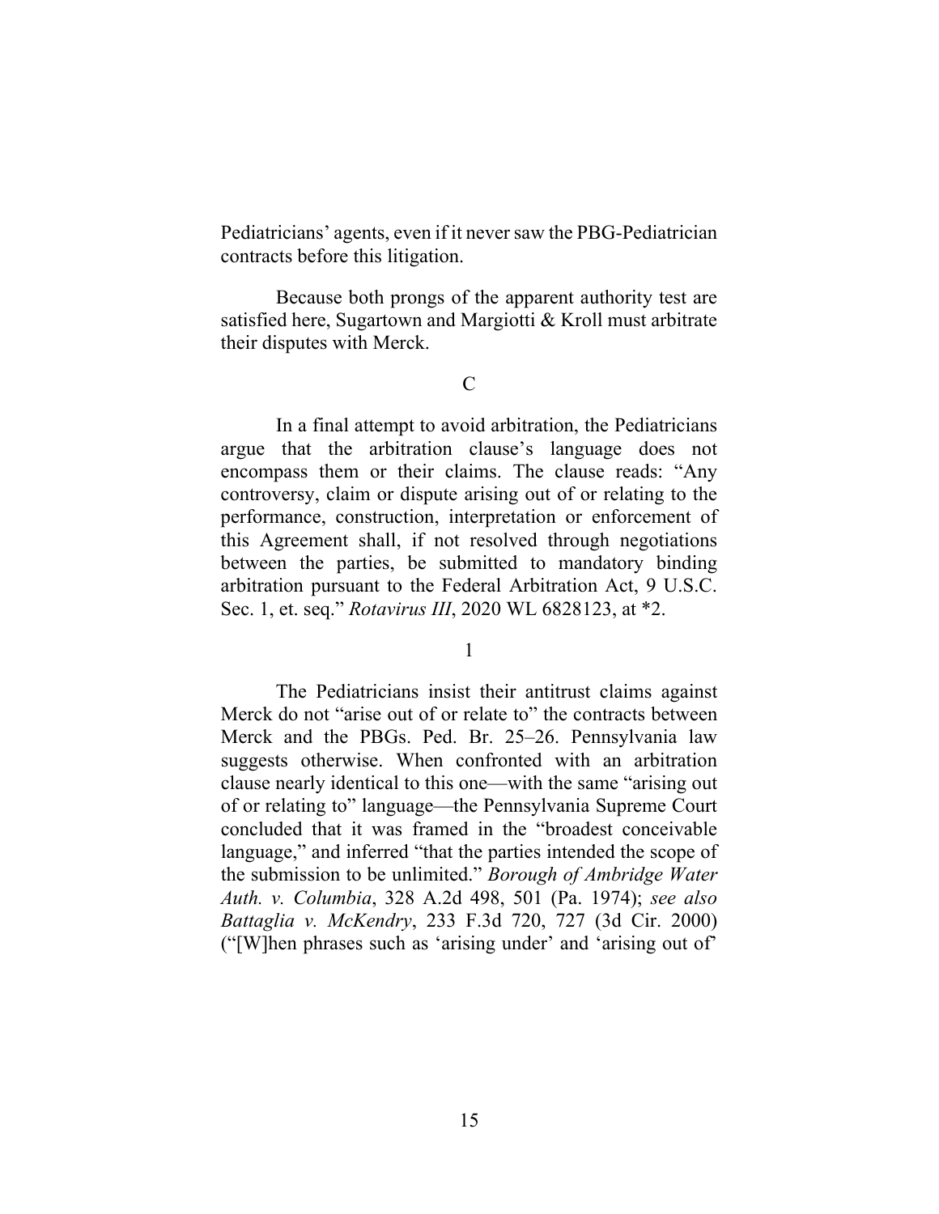Pediatricians' agents, even if it never saw the PBG-Pediatrician contracts before this litigation.

Because both prongs of the apparent authority test are satisfied here, Sugartown and Margiotti & Kroll must arbitrate their disputes with Merck.

C

In a final attempt to avoid arbitration, the Pediatricians argue that the arbitration clause's language does not encompass them or their claims. The clause reads: "Any controversy, claim or dispute arising out of or relating to the performance, construction, interpretation or enforcement of this Agreement shall, if not resolved through negotiations between the parties, be submitted to mandatory binding arbitration pursuant to the Federal Arbitration Act, 9 U.S.C. Sec. 1, et. seq." *Rotavirus III*, 2020 WL 6828123, at \*2.

1

The Pediatricians insist their antitrust claims against Merck do not "arise out of or relate to" the contracts between Merck and the PBGs. Ped. Br. 25–26. Pennsylvania law suggests otherwise. When confronted with an arbitration clause nearly identical to this one—with the same "arising out of or relating to" language—the Pennsylvania Supreme Court concluded that it was framed in the "broadest conceivable language," and inferred "that the parties intended the scope of the submission to be unlimited." *Borough of Ambridge Water Auth. v. Columbia*, 328 A.2d 498, 501 (Pa. 1974); *see also Battaglia v. McKendry*, 233 F.3d 720, 727 (3d Cir. 2000) ("[W]hen phrases such as 'arising under' and 'arising out of'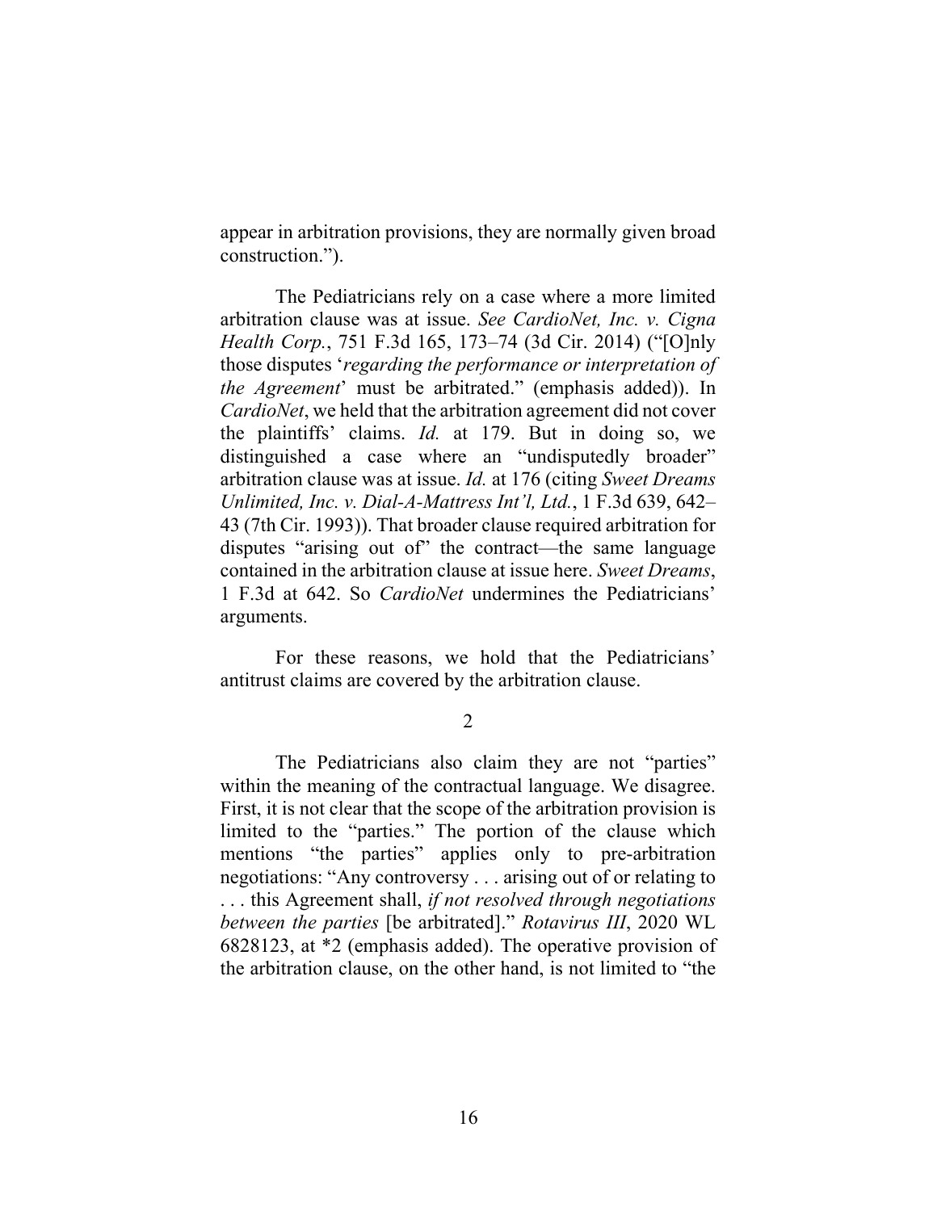appear in arbitration provisions, they are normally given broad construction.").

The Pediatricians rely on a case where a more limited arbitration clause was at issue. *See CardioNet, Inc. v. Cigna Health Corp.*, 751 F.3d 165, 173–74 (3d Cir. 2014) ("[O]nly those disputes '*regarding the performance or interpretation of the Agreement*' must be arbitrated." (emphasis added)). In *CardioNet*, we held that the arbitration agreement did not cover the plaintiffs' claims. *Id.* at 179. But in doing so, we distinguished a case where an "undisputedly broader" arbitration clause was at issue. *Id.* at 176 (citing *Sweet Dreams Unlimited, Inc. v. Dial-A-Mattress Int'l, Ltd.*, 1 F.3d 639, 642–43 (7th Cir. 1993)). That broader clause required arbitration for disputes "arising out of" the contract—the same language contained in the arbitration clause at issue here. *Sweet Dreams*, 1 F.3d at 642. So *CardioNet* undermines the Pediatricians' arguments.

For these reasons, we hold that the Pediatricians' antitrust claims are covered by the arbitration clause.

2

The Pediatricians also claim they are not "parties" within the meaning of the contractual language. We disagree. First, it is not clear that the scope of the arbitration provision is limited to the "parties." The portion of the clause which mentions "the parties" applies only to pre-arbitration negotiations: "Any controversy . . . arising out of or relating to . . . this Agreement shall, *if not resolved through negotiations between the parties* [be arbitrated]." *Rotavirus III*, 2020 WL 6828123, at *2 (emphasis added). The operative provision of the arbitration clause, on the other hand, is not limited to "the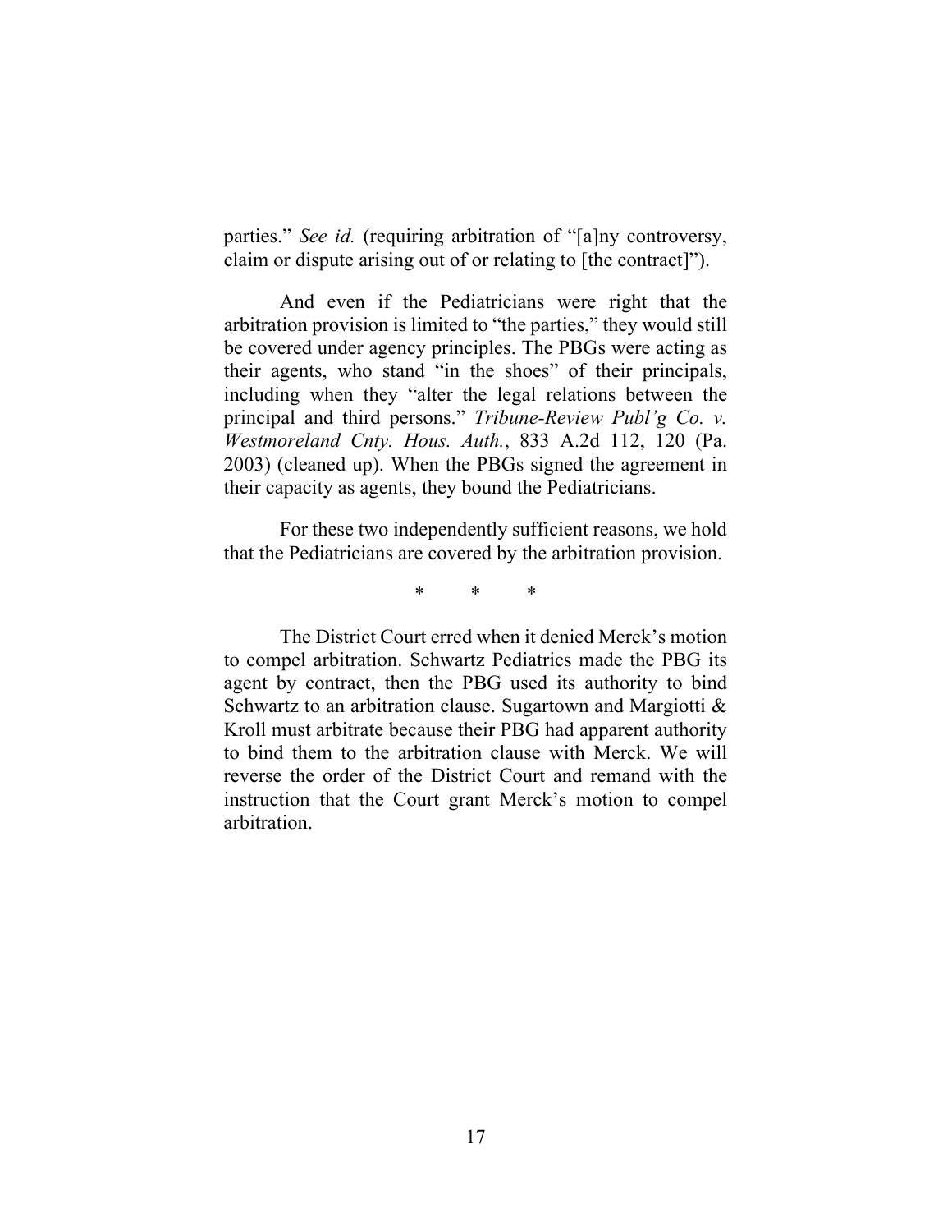parties." *See id.* (requiring arbitration of "[a]ny controversy, claim or dispute arising out of or relating to [the contract]").

And even if the Pediatricians were right that the arbitration provision is limited to "the parties," they would still be covered under agency principles. The PBGs were acting as their agents, who stand "in the shoes" of their principals, including when they "alter the legal relations between the principal and third persons." *Tribune-Review Publ'g Co. v. Westmoreland Cnty. Hous. Auth.*, 833 A.2d 112, 120 (Pa. 2003) (cleaned up). When the PBGs signed the agreement in their capacity as agents, they bound the Pediatricians.

For these two independently sufficient reasons, we hold that the Pediatricians are covered by the arbitration provision.

\* \* \*

The District Court erred when it denied Merck's motion to compel arbitration. Schwartz Pediatrics made the PBG its agent by contract, then the PBG used its authority to bind Schwartz to an arbitration clause. Sugartown and Margiotti & Kroll must arbitrate because their PBG had apparent authority to bind them to the arbitration clause with Merck. We will reverse the order of the District Court and remand with the instruction that the Court grant Merck's motion to compel arbitration.